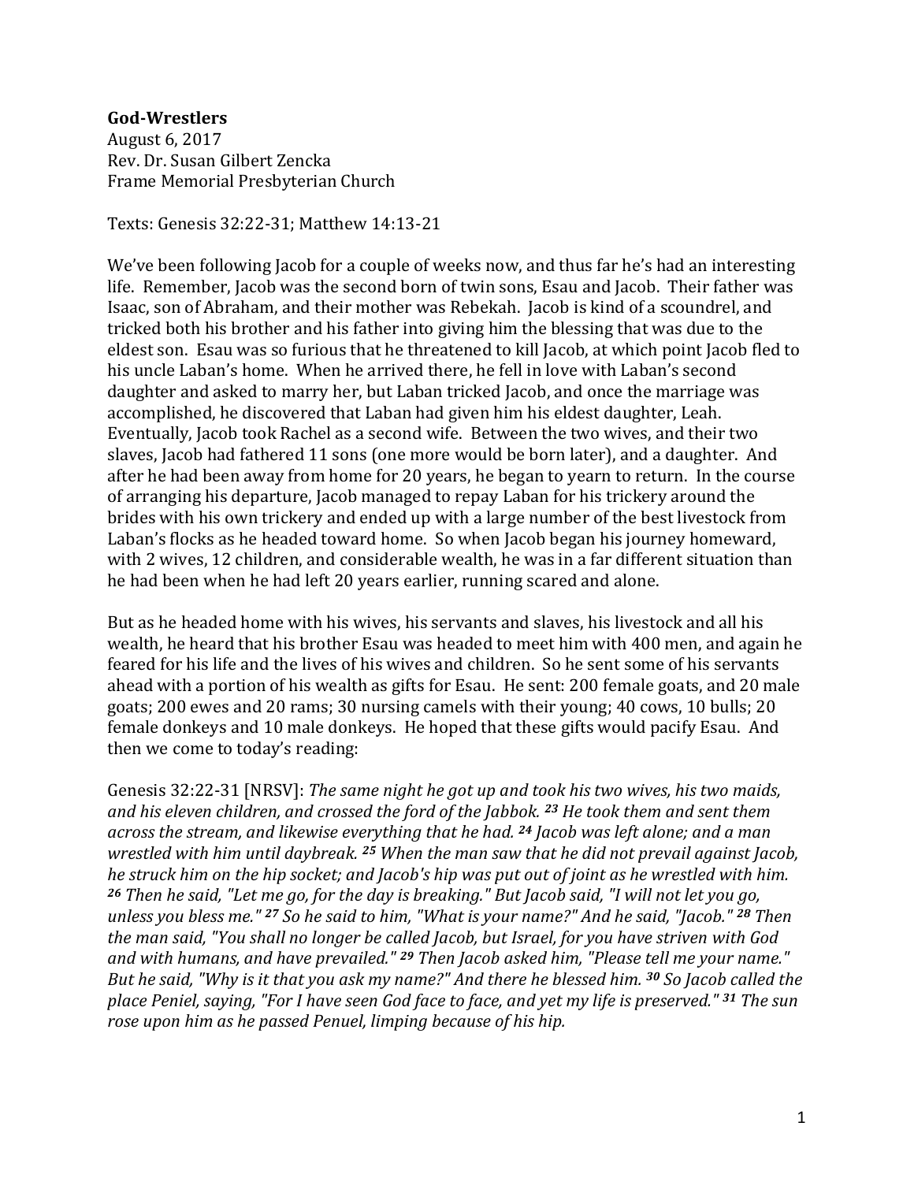**God-Wrestlers**
August 6, 2017
Rev. Dr. Susan Gilbert Zencka
Frame Memorial Presbyterian Church

Texts: Genesis 32:22-31; Matthew 14:13-21

We've been following Jacob for a couple of weeks now, and thus far he's had an interesting life. Remember, Jacob was the second born of twin sons, Esau and Jacob. Their father was Isaac, son of Abraham, and their mother was Rebekah. Jacob is kind of a scoundrel, and tricked both his brother and his father into giving him the blessing that was due to the eldest son. Esau was so furious that he threatened to kill Jacob, at which point Jacob fled to his uncle Laban's home. When he arrived there, he fell in love with Laban's second daughter and asked to marry her, but Laban tricked Jacob, and once the marriage was accomplished, he discovered that Laban had given him his eldest daughter, Leah. Eventually, Jacob took Rachel as a second wife. Between the two wives, and their two slaves, Jacob had fathered 11 sons (one more would be born later), and a daughter. And after he had been away from home for 20 years, he began to yearn to return. In the course of arranging his departure, Jacob managed to repay Laban for his trickery around the brides with his own trickery and ended up with a large number of the best livestock from Laban's flocks as he headed toward home. So when Jacob began his journey homeward, with 2 wives, 12 children, and considerable wealth, he was in a far different situation than he had been when he had left 20 years earlier, running scared and alone.

But as he headed home with his wives, his servants and slaves, his livestock and all his wealth, he heard that his brother Esau was headed to meet him with 400 men, and again he feared for his life and the lives of his wives and children. So he sent some of his servants ahead with a portion of his wealth as gifts for Esau. He sent: 200 female goats, and 20 male goats; 200 ewes and 20 rams; 30 nursing camels with their young; 40 cows, 10 bulls; 20 female donkeys and 10 male donkeys. He hoped that these gifts would pacify Esau. And then we come to today's reading:

Genesis 32:22-31 [NRSV]: *The same night he got up and took his two wives, his two maids, and his eleven children, and crossed the ford of the Jabbok. **23** He took them and sent them across the stream, and likewise everything that he had. **24** Jacob was left alone; and a man wrestled with him until daybreak. **25** When the man saw that he did not prevail against Jacob, he struck him on the hip socket; and Jacob's hip was put out of joint as he wrestled with him. **26** Then he said, "Let me go, for the day is breaking." But Jacob said, "I will not let you go, unless you bless me." **27** So he said to him, "What is your name?" And he said, "Jacob." **28** Then the man said, "You shall no longer be called Jacob, but Israel, for you have striven with God and with humans, and have prevailed." **29** Then Jacob asked him, "Please tell me your name." But he said, "Why is it that you ask my name?" And there he blessed him. **30** So Jacob called the place Peniel, saying, "For I have seen God face to face, and yet my life is preserved." **31** The sun rose upon him as he passed Penuel, limping because of his hip.*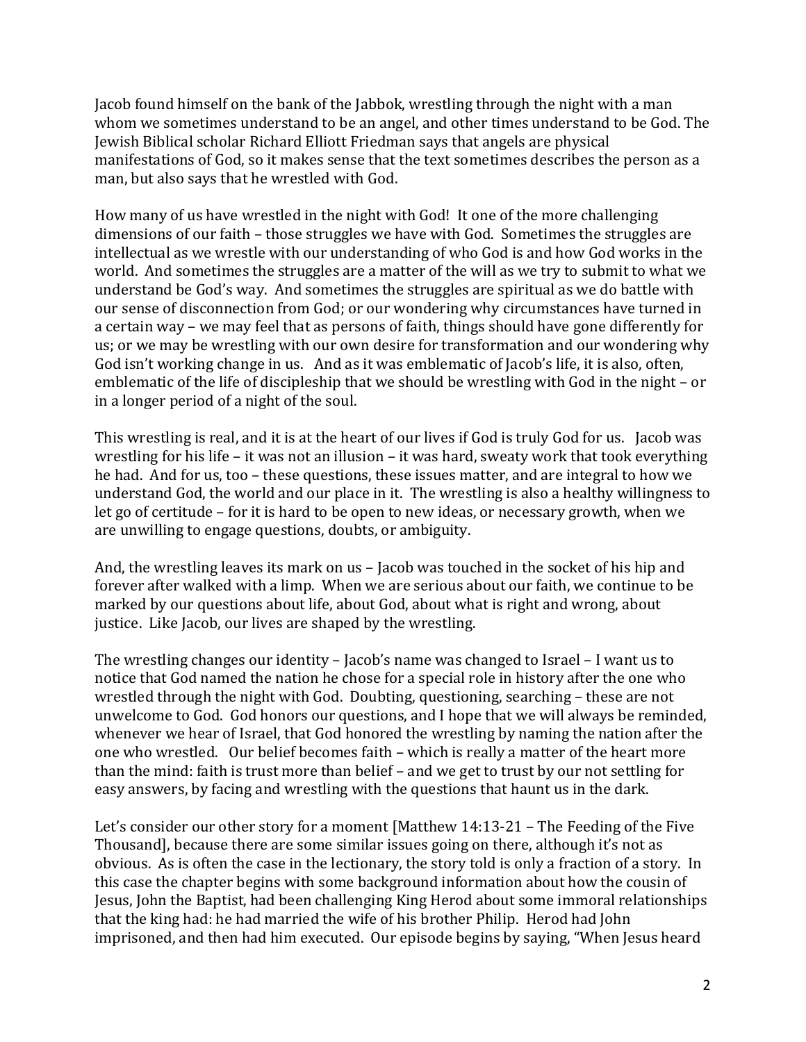Jacob found himself on the bank of the Jabbok, wrestling through the night with a man whom we sometimes understand to be an angel, and other times understand to be God. The Jewish Biblical scholar Richard Elliott Friedman says that angels are physical manifestations of God, so it makes sense that the text sometimes describes the person as a man, but also says that he wrestled with God.

How many of us have wrestled in the night with God! It one of the more challenging dimensions of our faith – those struggles we have with God. Sometimes the struggles are intellectual as we wrestle with our understanding of who God is and how God works in the world. And sometimes the struggles are a matter of the will as we try to submit to what we understand be God's way. And sometimes the struggles are spiritual as we do battle with our sense of disconnection from God; or our wondering why circumstances have turned in a certain way – we may feel that as persons of faith, things should have gone differently for us; or we may be wrestling with our own desire for transformation and our wondering why God isn't working change in us. And as it was emblematic of Jacob's life, it is also, often, emblematic of the life of discipleship that we should be wrestling with God in the night – or in a longer period of a night of the soul.

This wrestling is real, and it is at the heart of our lives if God is truly God for us. Jacob was wrestling for his life – it was not an illusion – it was hard, sweaty work that took everything he had. And for us, too – these questions, these issues matter, and are integral to how we understand God, the world and our place in it. The wrestling is also a healthy willingness to let go of certitude – for it is hard to be open to new ideas, or necessary growth, when we are unwilling to engage questions, doubts, or ambiguity.

And, the wrestling leaves its mark on us – Jacob was touched in the socket of his hip and forever after walked with a limp. When we are serious about our faith, we continue to be marked by our questions about life, about God, about what is right and wrong, about justice. Like Jacob, our lives are shaped by the wrestling.

The wrestling changes our identity – Jacob's name was changed to Israel – I want us to notice that God named the nation he chose for a special role in history after the one who wrestled through the night with God. Doubting, questioning, searching – these are not unwelcome to God. God honors our questions, and I hope that we will always be reminded, whenever we hear of Israel, that God honored the wrestling by naming the nation after the one who wrestled. Our belief becomes faith – which is really a matter of the heart more than the mind: faith is trust more than belief – and we get to trust by our not settling for easy answers, by facing and wrestling with the questions that haunt us in the dark.

Let's consider our other story for a moment [Matthew 14:13-21 – The Feeding of the Five Thousand], because there are some similar issues going on there, although it's not as obvious. As is often the case in the lectionary, the story told is only a fraction of a story. In this case the chapter begins with some background information about how the cousin of Jesus, John the Baptist, had been challenging King Herod about some immoral relationships that the king had: he had married the wife of his brother Philip. Herod had John imprisoned, and then had him executed. Our episode begins by saying, "When Jesus heard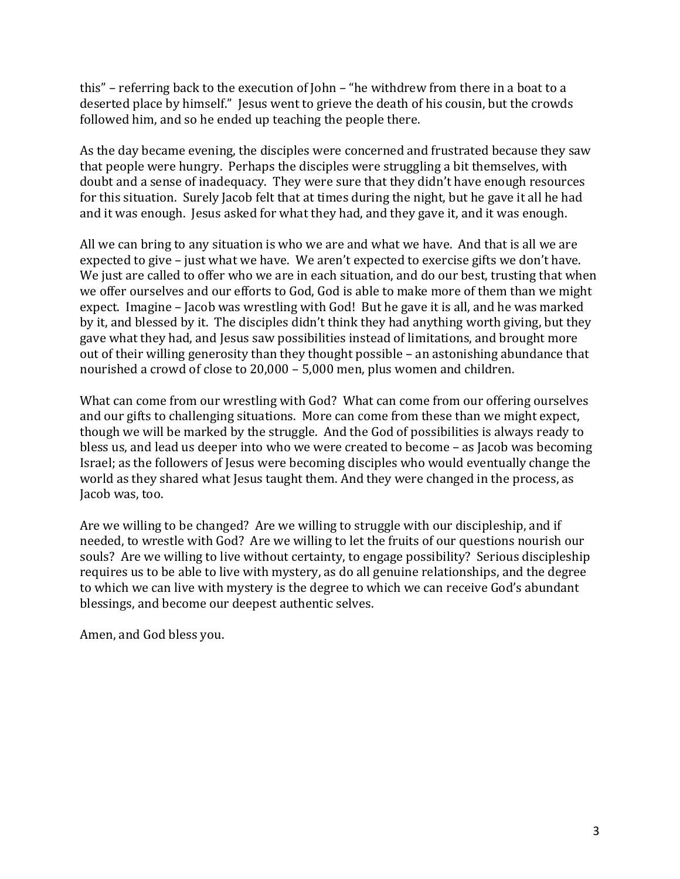this" – referring back to the execution of John – "he withdrew from there in a boat to a deserted place by himself." Jesus went to grieve the death of his cousin, but the crowds followed him, and so he ended up teaching the people there.

As the day became evening, the disciples were concerned and frustrated because they saw that people were hungry. Perhaps the disciples were struggling a bit themselves, with doubt and a sense of inadequacy. They were sure that they didn't have enough resources for this situation. Surely Jacob felt that at times during the night, but he gave it all he had and it was enough. Jesus asked for what they had, and they gave it, and it was enough.

All we can bring to any situation is who we are and what we have. And that is all we are expected to give – just what we have. We aren't expected to exercise gifts we don't have. We just are called to offer who we are in each situation, and do our best, trusting that when we offer ourselves and our efforts to God, God is able to make more of them than we might expect. Imagine – Jacob was wrestling with God! But he gave it is all, and he was marked by it, and blessed by it. The disciples didn't think they had anything worth giving, but they gave what they had, and Jesus saw possibilities instead of limitations, and brought more out of their willing generosity than they thought possible – an astonishing abundance that nourished a crowd of close to 20,000 – 5,000 men, plus women and children.

What can come from our wrestling with God? What can come from our offering ourselves and our gifts to challenging situations. More can come from these than we might expect, though we will be marked by the struggle. And the God of possibilities is always ready to bless us, and lead us deeper into who we were created to become – as Jacob was becoming Israel; as the followers of Jesus were becoming disciples who would eventually change the world as they shared what Jesus taught them. And they were changed in the process, as Jacob was, too.

Are we willing to be changed? Are we willing to struggle with our discipleship, and if needed, to wrestle with God? Are we willing to let the fruits of our questions nourish our souls? Are we willing to live without certainty, to engage possibility? Serious discipleship requires us to be able to live with mystery, as do all genuine relationships, and the degree to which we can live with mystery is the degree to which we can receive God's abundant blessings, and become our deepest authentic selves.

Amen, and God bless you.